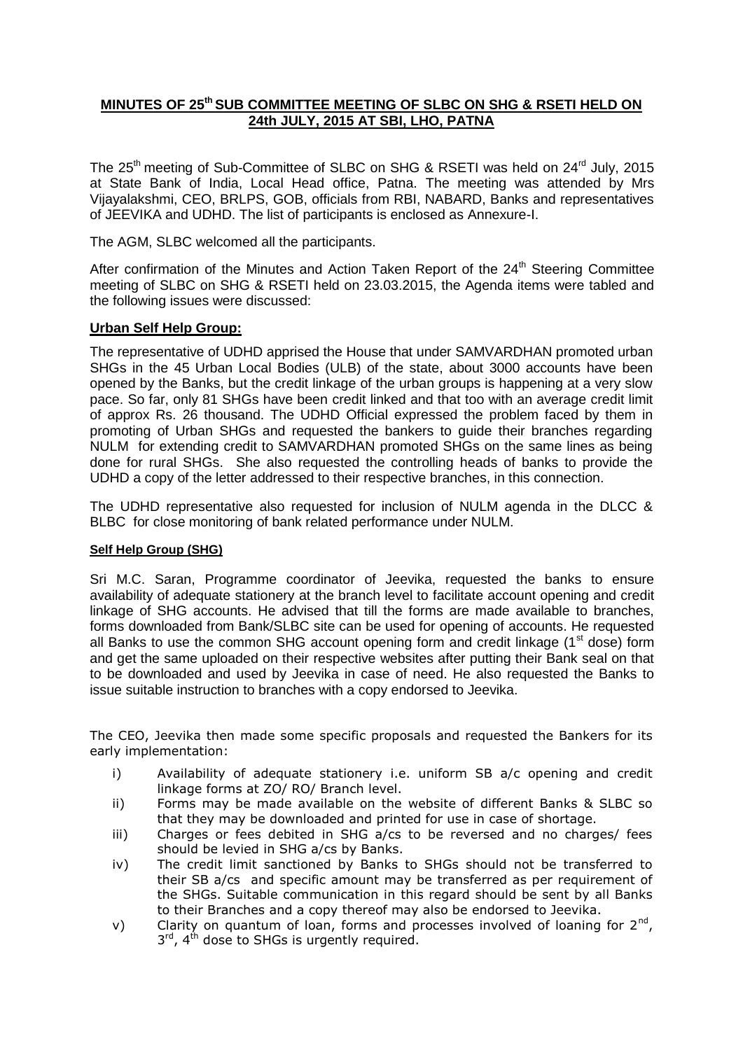# MINUTES OF 25th SUB COMMITTEE MEETING OF SLBC ON SHG & RSETI HELD ON 24th JULY, 2015 AT SBI, LHO, PATNA

The 25th meeting of Sub-Committee of SLBC on SHG & RSETI was held on 24rd July, 2015 at State Bank of India, Local Head office, Patna. The meeting was attended by Mrs Vijayalakshmi, CEO, BRLPS, GOB, officials from RBI, NABARD, Banks and representatives of JEEVIKA and UDHD. The list of participants is enclosed as Annexure-I.

The AGM, SLBC welcomed all the participants.

After confirmation of the Minutes and Action Taken Report of the 24th Steering Committee meeting of SLBC on SHG & RSETI held on 23.03.2015, the Agenda items were tabled and the following issues were discussed:

## Urban Self Help Group:

The representative of UDHD apprised the House that under SAMVARDHAN promoted urban SHGs in the 45 Urban Local Bodies (ULB) of the state, about 3000 accounts have been opened by the Banks, but the credit linkage of the urban groups is happening at a very slow pace. So far, only 81 SHGs have been credit linked and that too with an average credit limit of approx Rs. 26 thousand. The UDHD Official expressed the problem faced by them in promoting of Urban SHGs and requested the bankers to guide their branches regarding NULM for extending credit to SAMVARDHAN promoted SHGs on the same lines as being done for rural SHGs. She also requested the controlling heads of banks to provide the UDHD a copy of the letter addressed to their respective branches, in this connection.

The UDHD representative also requested for inclusion of NULM agenda in the DLCC & BLBC for close monitoring of bank related performance under NULM.

### Self Help Group (SHG)

Sri M.C. Saran, Programme coordinator of Jeevika, requested the banks to ensure availability of adequate stationery at the branch level to facilitate account opening and credit linkage of SHG accounts. He advised that till the forms are made available to branches, forms downloaded from Bank/SLBC site can be used for opening of accounts. He requested all Banks to use the common SHG account opening form and credit linkage (1st dose) form and get the same uploaded on their respective websites after putting their Bank seal on that to be downloaded and used by Jeevika in case of need. He also requested the Banks to issue suitable instruction to branches with a copy endorsed to Jeevika.

The CEO, Jeevika then made some specific proposals and requested the Bankers for its early implementation:

i) Availability of adequate stationery i.e. uniform SB a/c opening and credit linkage forms at ZO/ RO/ Branch level.

ii) Forms may be made available on the website of different Banks & SLBC so that they may be downloaded and printed for use in case of shortage.

iii) Charges or fees debited in SHG a/cs to be reversed and no charges/ fees should be levied in SHG a/cs by Banks.

iv) The credit limit sanctioned by Banks to SHGs should not be transferred to their SB a/cs and specific amount may be transferred as per requirement of the SHGs. Suitable communication in this regard should be sent by all Banks to their Branches and a copy thereof may also be endorsed to Jeevika.

v) Clarity on quantum of loan, forms and processes involved of loaning for 2nd, 3rd, 4th dose to SHGs is urgently required.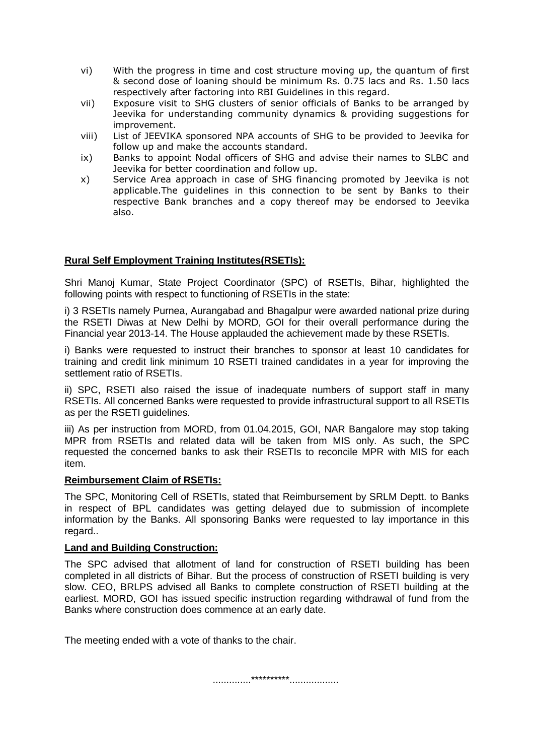vi) With the progress in time and cost structure moving up, the quantum of first & second dose of loaning should be minimum Rs. 0.75 lacs and Rs. 1.50 lacs respectively after factoring into RBI Guidelines in this regard.

vii) Exposure visit to SHG clusters of senior officials of Banks to be arranged by Jeevika for understanding community dynamics & providing suggestions for improvement.

viii) List of JEEVIKA sponsored NPA accounts of SHG to be provided to Jeevika for follow up and make the accounts standard.

ix) Banks to appoint Nodal officers of SHG and advise their names to SLBC and Jeevika for better coordination and follow up.

x) Service Area approach in case of SHG financing promoted by Jeevika is not applicable.The guidelines in this connection to be sent by Banks to their respective Bank branches and a copy thereof may be endorsed to Jeevika also.

**Rural Self Employment Training Institutes(RSETIs):**

Shri Manoj Kumar, State Project Coordinator (SPC) of RSETIs, Bihar, highlighted the following points with respect to functioning of RSETIs in the state:

i) 3 RSETIs namely Purnea, Aurangabad and Bhagalpur were awarded national prize during the RSETI Diwas at New Delhi by MORD, GOI for their overall performance during the Financial year 2013-14. The House applauded the achievement made by these RSETIs.

i) Banks were requested to instruct their branches to sponsor at least 10 candidates for training and credit link minimum 10 RSETI trained candidates in a year for improving the settlement ratio of RSETIs.

ii) SPC, RSETI also raised the issue of inadequate numbers of support staff in many RSETIs. All concerned Banks were requested to provide infrastructural support to all RSETIs as per the RSETI guidelines.

iii) As per instruction from MORD, from 01.04.2015, GOI, NAR Bangalore may stop taking MPR from RSETIs and related data will be taken from MIS only. As such, the SPC requested the concerned banks to ask their RSETIs to reconcile MPR with MIS for each item.

**Reimbursement Claim of RSETIs:**

The SPC, Monitoring Cell of RSETIs, stated that Reimbursement by SRLM Deptt. to Banks in respect of BPL candidates was getting delayed due to submission of incomplete information by the Banks. All sponsoring Banks were requested to lay importance in this regard..

**Land and Building Construction:**

The SPC advised that allotment of land for construction of RSETI building has been completed in all districts of Bihar. But the process of construction of RSETI building is very slow. CEO, BRLPS advised all Banks to complete construction of RSETI building at the earliest. MORD, GOI has issued specific instruction regarding withdrawal of fund from the Banks where construction does commence at an early date.

The meeting ended with a vote of thanks to the chair.

..............**********..................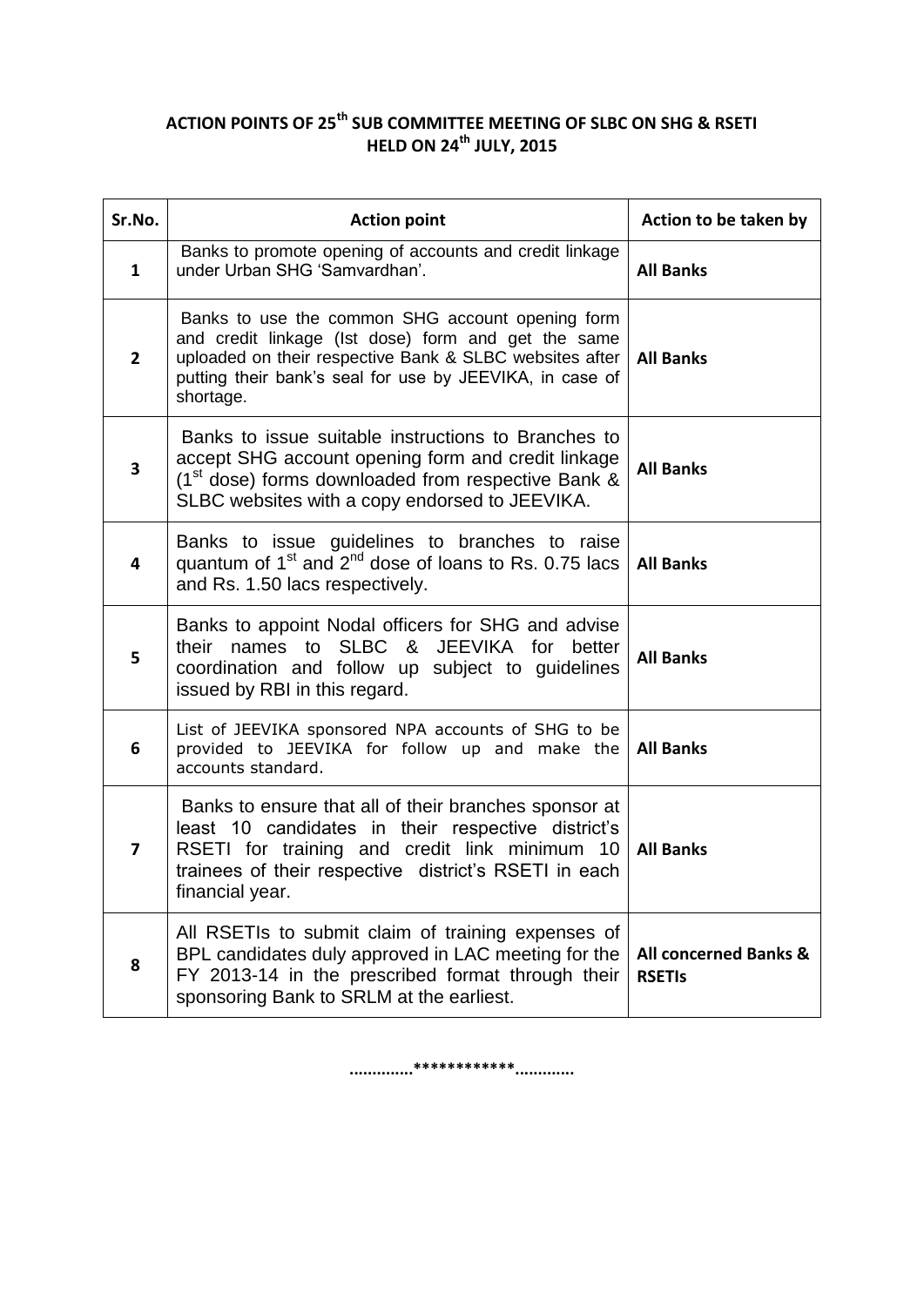## ACTION POINTS OF 25th SUB COMMITTEE MEETING OF SLBC ON SHG & RSETI HELD ON 24th JULY, 2015

| Sr.No. | Action point | Action to be taken by |
|---|---|---|
| 1 | Banks to promote opening of accounts and credit linkage under Urban SHG 'Samvardhan'. | **All Banks** |
| 2 | Banks to use the common SHG account opening form and credit linkage (Ist dose) form and get the same uploaded on their respective Bank & SLBC websites after putting their bank's seal for use by JEEVIKA, in case of shortage. | **All Banks** |
| 3 | Banks to issue suitable instructions to Branches to accept SHG account opening form and credit linkage (1st dose) forms downloaded from respective Bank & SLBC websites with a copy endorsed to JEEVIKA. | **All Banks** |
| 4 | Banks to issue guidelines to branches to raise quantum of 1st and 2nd dose of loans to Rs. 0.75 lacs and Rs. 1.50 lacs respectively. | **All Banks** |
| 5 | Banks to appoint Nodal officers for SHG and advise their names to SLBC & JEEVIKA for better coordination and follow up subject to guidelines issued by RBI in this regard. | **All Banks** |
| 6 | List of JEEVIKA sponsored NPA accounts of SHG to be provided to JEEVIKA for follow up and make the accounts standard. | **All Banks** |
| 7 | Banks to ensure that all of their branches sponsor at least 10 candidates in their respective district's RSETI for training and credit link minimum 10 trainees of their respective district's RSETI in each financial year. | **All Banks** |
| 8 | All RSETIs to submit claim of training expenses of BPL candidates duly approved in LAC meeting for the FY 2013-14 in the prescribed format through their sponsoring Bank to SRLM at the earliest. | **All concerned Banks & RSETIs** |

.............************............